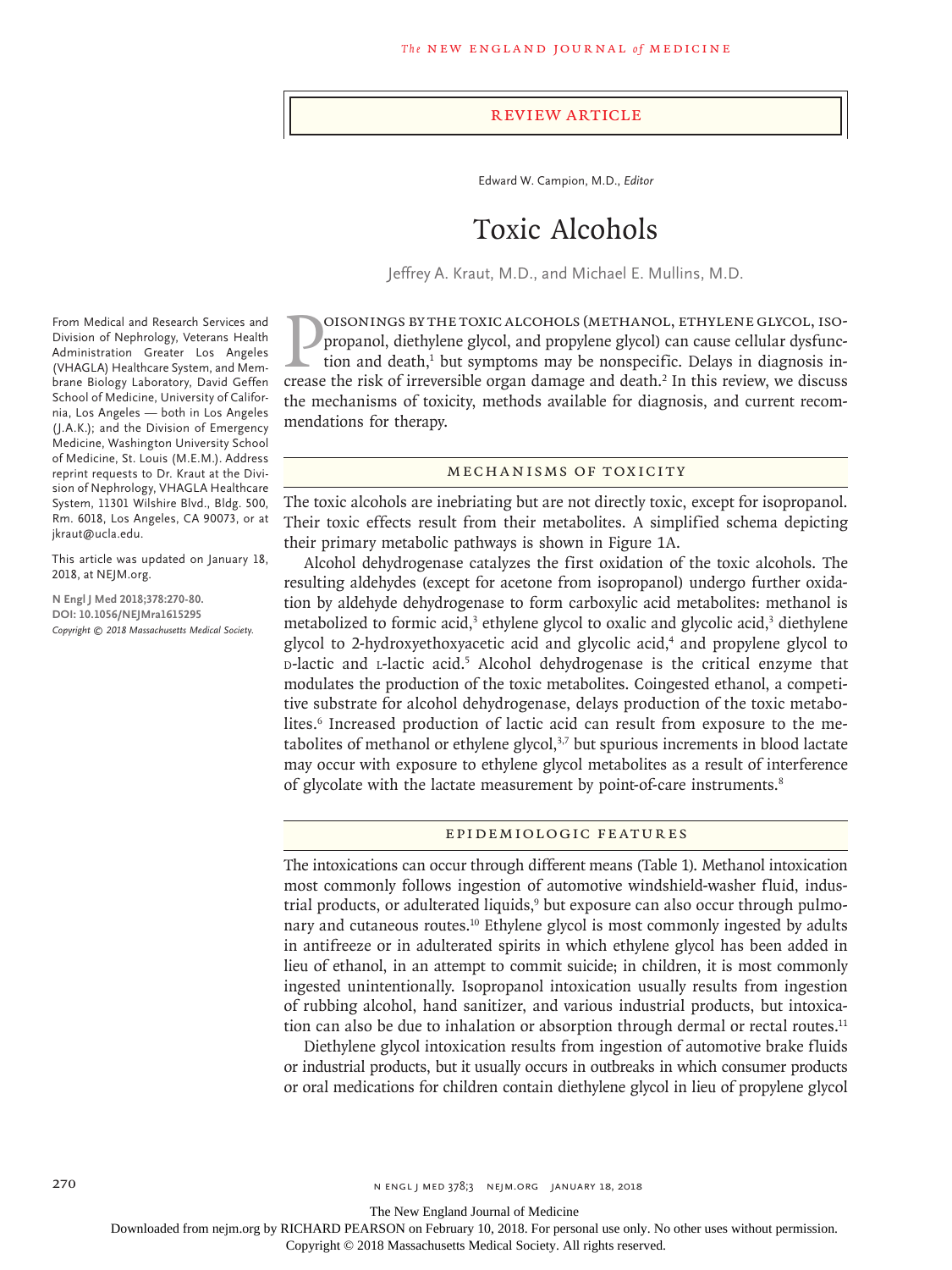REVIEW ARTICLE

Edward W. Campion, M.D., *Editor*

# Toxic Alcohols

Jeffrey A. Kraut, M.D., and Michael E. Mullins, M.D.

From Medical and Research Services and Division of Nephrology, Veterans Health Administration Greater Los Angeles (VHAGLA) Healthcare System, and Membrane Biology Laboratory, David Geffen School of Medicine, University of California, Los Angeles — both in Los Angeles (J.A.K.); and the Division of Emergency Medicine, Washington University School of Medicine, St. Louis (M.E.M.). Address reprint requests to Dr. Kraut at the Division of Nephrology, VHAGLA Healthcare System, 11301 Wilshire Blvd., Bldg. 500, Rm. 6018, Los Angeles, CA 90073, or at jkraut@ucla.edu.

This article was updated on January 18, 2018, at NEJM.org.

**N Engl J Med 2018;378:270-80.**
**DOI: 10.1056/NEJMra1615295**
*Copyright © 2018 Massachusetts Medical Society.*

Poisonings by the toxic alcohols (methanol, ethylene glycol, isopropanol, diethylene glycol, and propylene glycol) can cause cellular dysfunction and death,[1] but symptoms may be nonspecific. Delays in diagnosis increase the risk of irreversible organ damage and death.[2] In this review, we discuss the mechanisms of toxicity, methods available for diagnosis, and current recommendations for therapy.

## MECHANISMS OF TOXICITY

The toxic alcohols are inebriating but are not directly toxic, except for isopropanol. Their toxic effects result from their metabolites. A simplified schema depicting their primary metabolic pathways is shown in Figure 1A.

Alcohol dehydrogenase catalyzes the first oxidation of the toxic alcohols. The resulting aldehydes (except for acetone from isopropanol) undergo further oxidation by aldehyde dehydrogenase to form carboxylic acid metabolites: methanol is metabolized to formic acid,[3] ethylene glycol to oxalic and glycolic acid,[3] diethylene glycol to 2-hydroxyethoxyacetic acid and glycolic acid,[4] and propylene glycol to D-lactic and L-lactic acid.[5] Alcohol dehydrogenase is the critical enzyme that modulates the production of the toxic metabolites. Coingested ethanol, a competitive substrate for alcohol dehydrogenase, delays production of the toxic metabolites.[6] Increased production of lactic acid can result from exposure to the metabolites of methanol or ethylene glycol,[3,7] but spurious increments in blood lactate may occur with exposure to ethylene glycol metabolites as a result of interference of glycolate with the lactate measurement by point-of-care instruments.[8]

## EPIDEMIOLOGIC FEATURES

The intoxications can occur through different means (Table 1). Methanol intoxication most commonly follows ingestion of automotive windshield-washer fluid, industrial products, or adulterated liquids,[9] but exposure can also occur through pulmonary and cutaneous routes.[10] Ethylene glycol is most commonly ingested by adults in antifreeze or in adulterated spirits in which ethylene glycol has been added in lieu of ethanol, in an attempt to commit suicide; in children, it is most commonly ingested unintentionally. Isopropanol intoxication usually results from ingestion of rubbing alcohol, hand sanitizer, and various industrial products, but intoxication can also be due to inhalation or absorption through dermal or rectal routes.[11]

Diethylene glycol intoxication results from ingestion of automotive brake fluids or industrial products, but it usually occurs in outbreaks in which consumer products or oral medications for children contain diethylene glycol in lieu of propylene glycol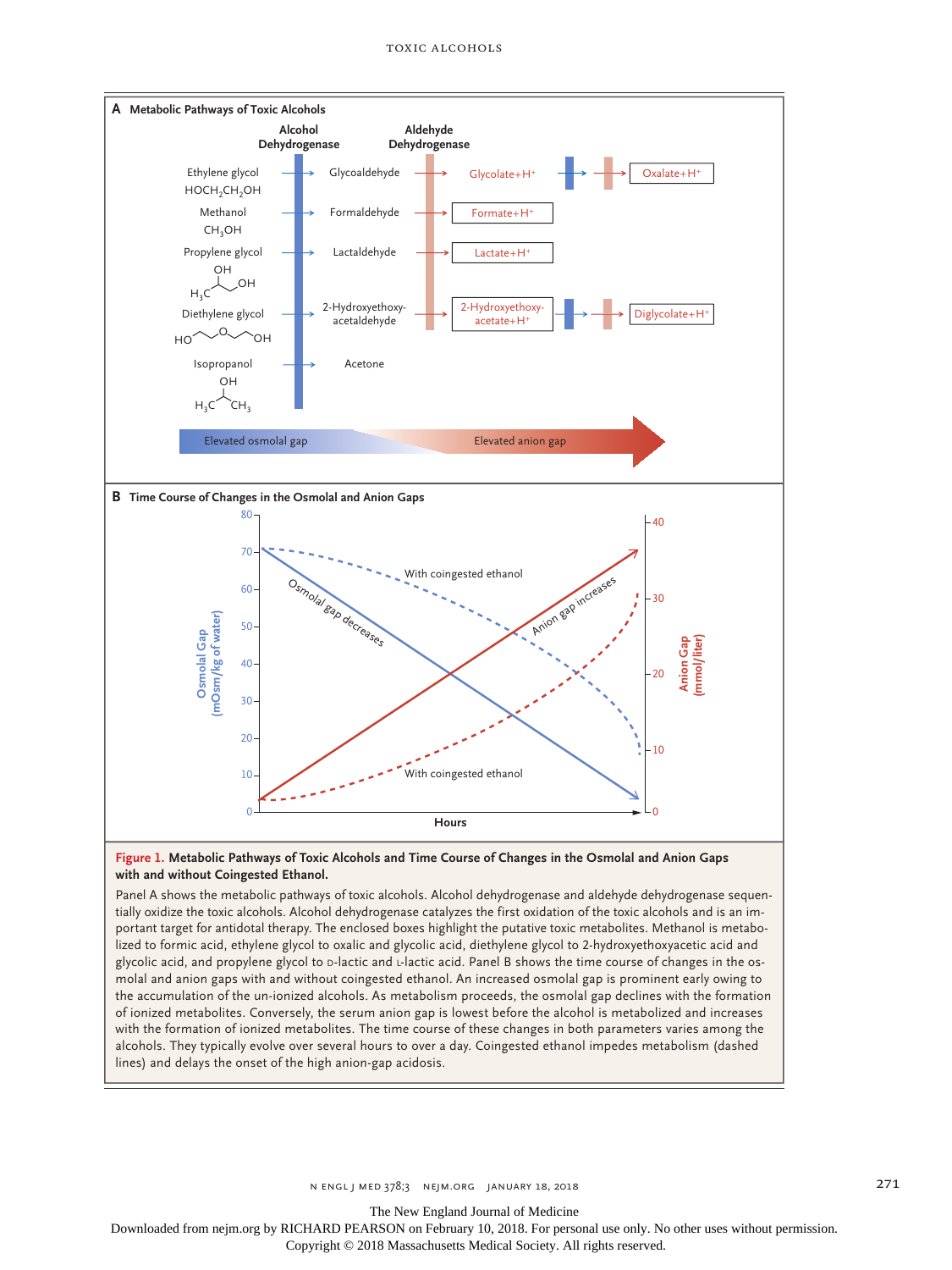**A Metabolic Pathways of Toxic Alcohols**

| | Alcohol Dehydrogenase | | Aldehyde Dehydrogenase | | | |
|---|---|---|---|---|---|---|
| Ethylene glycol $HOCH_2CH_2OH$ | → | Glycoaldehyde | → | Glycolate+$H^+$ | → | Oxalate+$H^+$ |
| Methanol $CH_3OH$ | → | Formaldehyde | → | Formate+$H^+$ | | |
| Propylene glycol | → | Lactaldehyde | → | Lactate+$H^+$ | | |
| Diethylene glycol | → | 2-Hydroxyethoxy-acetaldehyde | → | 2-Hydroxyethoxy-acetate+$H^+$ | → | Diglycolate+$H^+$ |
| Isopropanol | → | Acetone | | | | |

Elevated osmolal gap → Elevated anion gap

**B Time Course of Changes in the Osmolal and Anion Gaps**

Osmolal Gap (mOsm/kg of water); Anion Gap (mmol/liter); Hours

Osmolal gap decreases; Anion gap increases; With coingested ethanol; With coingested ethanol

**Figure 1. Metabolic Pathways of Toxic Alcohols and Time Course of Changes in the Osmolal and Anion Gaps with and without Coingested Ethanol.**

Panel A shows the metabolic pathways of toxic alcohols. Alcohol dehydrogenase and aldehyde dehydrogenase sequentially oxidize the toxic alcohols. Alcohol dehydrogenase catalyzes the first oxidation of the toxic alcohols and is an important target for antidotal therapy. The enclosed boxes highlight the putative toxic metabolites. Methanol is metabolized to formic acid, ethylene glycol to oxalic and glycolic acid, diethylene glycol to 2-hydroxyethoxyacetic acid and glycolic acid, and propylene glycol to D-lactic and L-lactic acid. Panel B shows the time course of changes in the osmolal and anion gaps with and without coingested ethanol. An increased osmolal gap is prominent early owing to the accumulation of the un-ionized alcohols. As metabolism proceeds, the osmolal gap declines with the formation of ionized metabolites. Conversely, the serum anion gap is lowest before the alcohol is metabolized and increases with the formation of ionized metabolites. The time course of these changes in both parameters varies among the alcohols. They typically evolve over several hours to over a day. Coingested ethanol impedes metabolism (dashed lines) and delays the onset of the high anion-gap acidosis.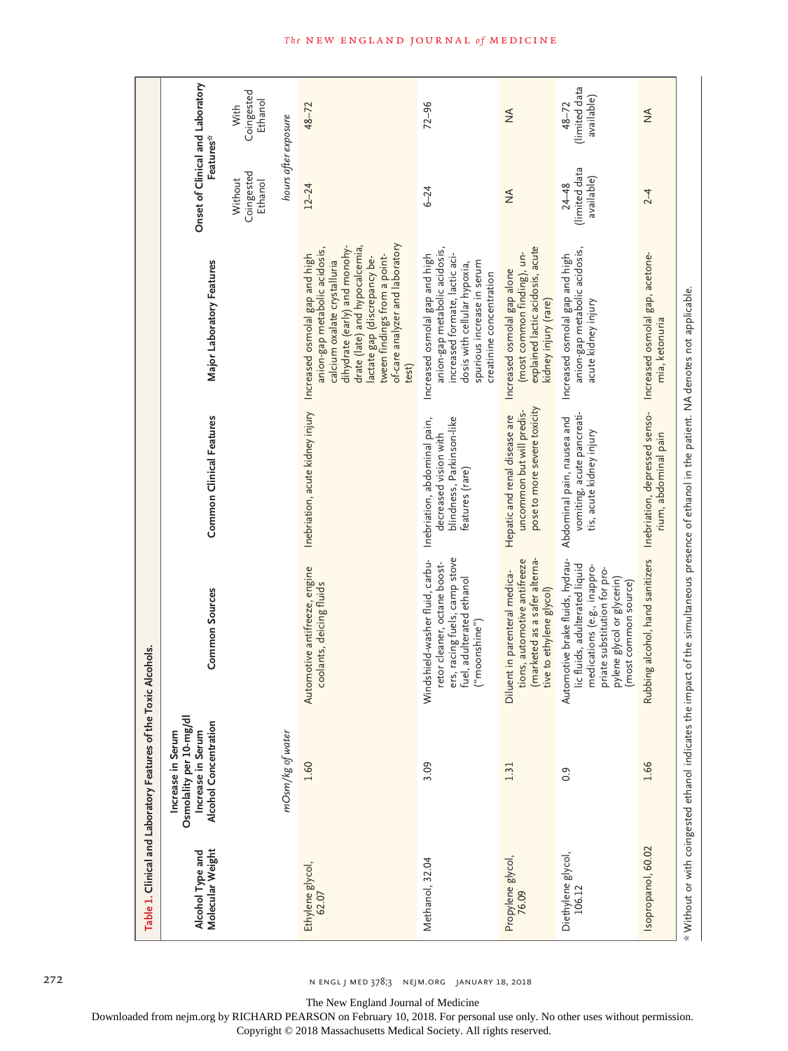**Table 1. Clinical and Laboratory Features of the Toxic Alcohols.**

| Alcohol Type and Molecular Weight | Increase in Serum Osmolality per 10-mg/dl Increase in Serum Alcohol Concentration | Common Sources | Common Clinical Features | Major Laboratory Features | Onset of Clinical and Laboratory Features* | |
|---|---|---|---|---|---|---|
| | | | | | Without Coingested Ethanol | With Coingested Ethanol |
| | *mOsm/kg of water* | | | | *hours after exposure* | |
| Ethylene glycol, 62.07 | 1.60 | Automotive antifreeze, engine coolants, deicing fluids | Inebriation, acute kidney injury | Increased osmolal gap and high anion-gap metabolic acidosis, calcium oxalate crystalluria dihydrate (early) and monohydrate (late) and hypocalcemia, lactate gap (discrepancy between findings from a point-of-care analyzer and laboratory test) | 12–24 | 48–72 |
| Methanol, 32.04 | 3.09 | Windshield-washer fluid, carburetor cleaner, octane boosters, racing fuels, camp stove fuel, adulterated ethanol ("moonshine") | Inebriation, abdominal pain, decreased vision with blindness, Parkinson-like features (rare) | Increased osmolal gap and high anion-gap metabolic acidosis, increased formate, lactic acidosis with cellular hypoxia, spurious increase in serum creatinine concentration | 6–24 | 72–96 |
| Propylene glycol, 76.09 | 1.31 | Diluent in parenteral medications, automotive antifreeze (marketed as a safer alternative to ethylene glycol) | Hepatic and renal disease are uncommon but will predispose to more severe toxicity | Increased osmolal gap alone (most common finding), unexplained lactic acidosis, acute kidney injury (rare) | NA | NA |
| Diethylene glycol, 106.12 | 0.9 | Automotive brake fluids, hydraulic fluids, adulterated liquid medications (e.g., inappropriate substitution for propylene glycol or glycerin) (most common source) | Abdominal pain, nausea and vomiting, acute pancreatitis, acute kidney injury | Increased osmolal gap and high anion-gap metabolic acidosis, acute kidney injury | 24–48 (limited data available) | 48–72 (limited data available) |
| Isopropanol, 60.02 | 1.66 | Rubbing alcohol, hand sanitizers | Inebriation, depressed sensorium, abdominal pain | Increased osmolal gap, acetonemia, ketonuria | 2–4 | NA |

\* Without or with coingested ethanol indicates the impact of the simultaneous presence of ethanol in the patient. NA denotes not applicable.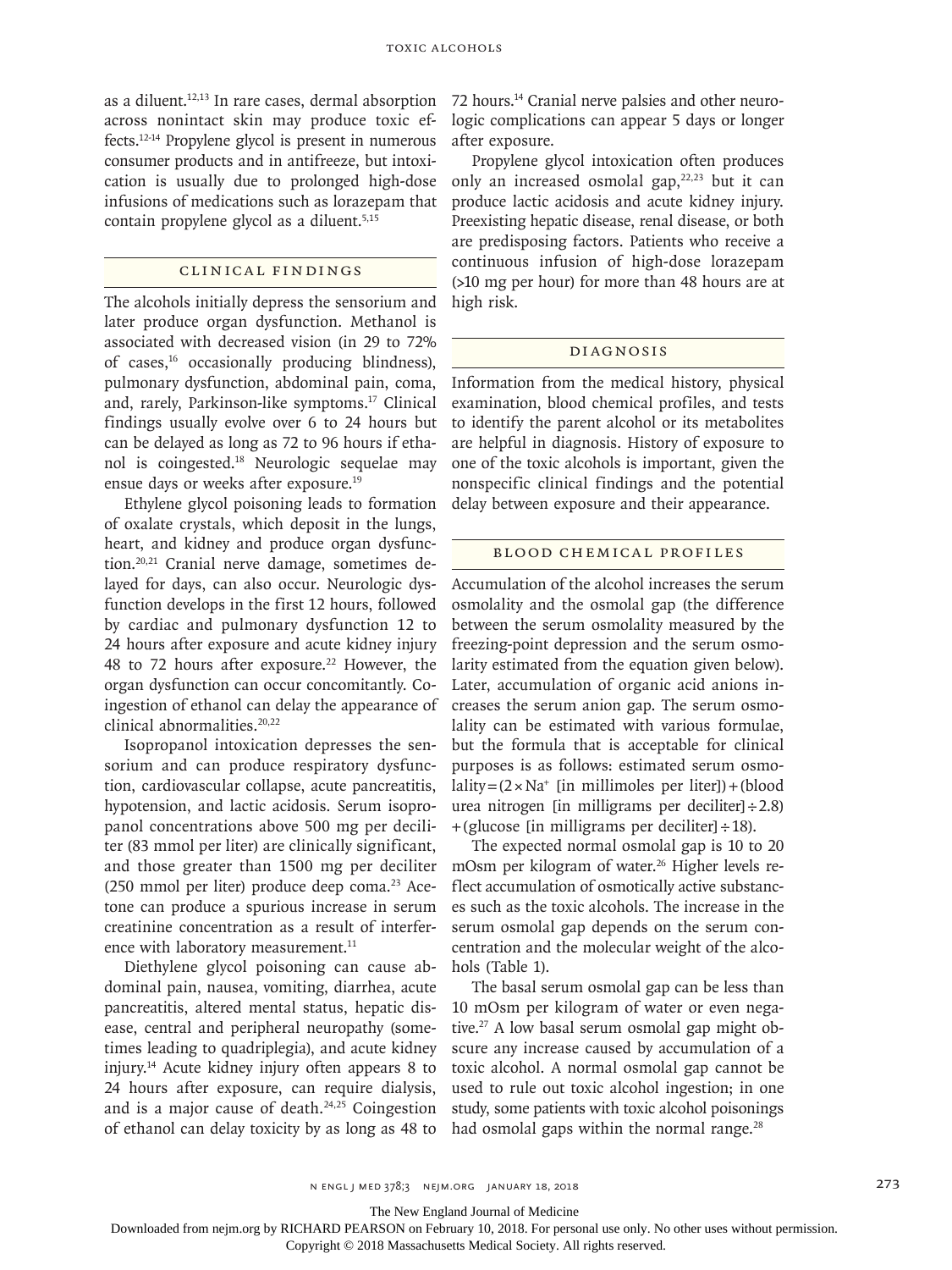as a diluent.[12,13] In rare cases, dermal absorption across nonintact skin may produce toxic effects.[12-14] Propylene glycol is present in numerous consumer products and in antifreeze, but intoxication is usually due to prolonged high-dose infusions of medications such as lorazepam that contain propylene glycol as a diluent.[5,15]

## Clinical Findings

The alcohols initially depress the sensorium and later produce organ dysfunction. Methanol is associated with decreased vision (in 29 to 72% of cases,[16] occasionally producing blindness), pulmonary dysfunction, abdominal pain, coma, and, rarely, Parkinson-like symptoms.[17] Clinical findings usually evolve over 6 to 24 hours but can be delayed as long as 72 to 96 hours if ethanol is coingested.[18] Neurologic sequelae may ensue days or weeks after exposure.[19]

Ethylene glycol poisoning leads to formation of oxalate crystals, which deposit in the lungs, heart, and kidney and produce organ dysfunction.[20,21] Cranial nerve damage, sometimes delayed for days, can also occur. Neurologic dysfunction develops in the first 12 hours, followed by cardiac and pulmonary dysfunction 12 to 24 hours after exposure and acute kidney injury 48 to 72 hours after exposure.[22] However, the organ dysfunction can occur concomitantly. Coingestion of ethanol can delay the appearance of clinical abnormalities.[20,22]

Isopropanol intoxication depresses the sensorium and can produce respiratory dysfunction, cardiovascular collapse, acute pancreatitis, hypotension, and lactic acidosis. Serum isopropanol concentrations above 500 mg per deciliter (83 mmol per liter) are clinically significant, and those greater than 1500 mg per deciliter (250 mmol per liter) produce deep coma.[23] Acetone can produce a spurious increase in serum creatinine concentration as a result of interference with laboratory measurement.[11]

Diethylene glycol poisoning can cause abdominal pain, nausea, vomiting, diarrhea, acute pancreatitis, altered mental status, hepatic disease, central and peripheral neuropathy (sometimes leading to quadriplegia), and acute kidney injury.[14] Acute kidney injury often appears 8 to 24 hours after exposure, can require dialysis, and is a major cause of death.[24,25] Coingestion of ethanol can delay toxicity by as long as 48 to 72 hours.[14] Cranial nerve palsies and other neurologic complications can appear 5 days or longer after exposure.

Propylene glycol intoxication often produces only an increased osmolal gap,[22,23] but it can produce lactic acidosis and acute kidney injury. Preexisting hepatic disease, renal disease, or both are predisposing factors. Patients who receive a continuous infusion of high-dose lorazepam (>10 mg per hour) for more than 48 hours are at high risk.

## Diagnosis

Information from the medical history, physical examination, blood chemical profiles, and tests to identify the parent alcohol or its metabolites are helpful in diagnosis. History of exposure to one of the toxic alcohols is important, given the nonspecific clinical findings and the potential delay between exposure and their appearance.

## Blood Chemical Profiles

Accumulation of the alcohol increases the serum osmolality and the osmolal gap (the difference between the serum osmolality measured by the freezing-point depression and the serum osmolarity estimated from the equation given below). Later, accumulation of organic acid anions increases the serum anion gap. The serum osmolality can be estimated with various formulae, but the formula that is acceptable for clinical purposes is as follows: estimated serum osmolality = $(2 \times Na^{+}$ [in millimoles per liter]) + (blood urea nitrogen [in milligrams per deciliter] $\div$ 2.8) + (glucose [in milligrams per deciliter] $\div$ 18).

The expected normal osmolal gap is 10 to 20 mOsm per kilogram of water.[26] Higher levels reflect accumulation of osmotically active substances such as the toxic alcohols. The increase in the serum osmolal gap depends on the serum concentration and the molecular weight of the alcohols (Table 1).

The basal serum osmolal gap can be less than 10 mOsm per kilogram of water or even negative.[27] A low basal serum osmolal gap might obscure any increase caused by accumulation of a toxic alcohol. A normal osmolal gap cannot be used to rule out toxic alcohol ingestion; in one study, some patients with toxic alcohol poisonings had osmolal gaps within the normal range.[28]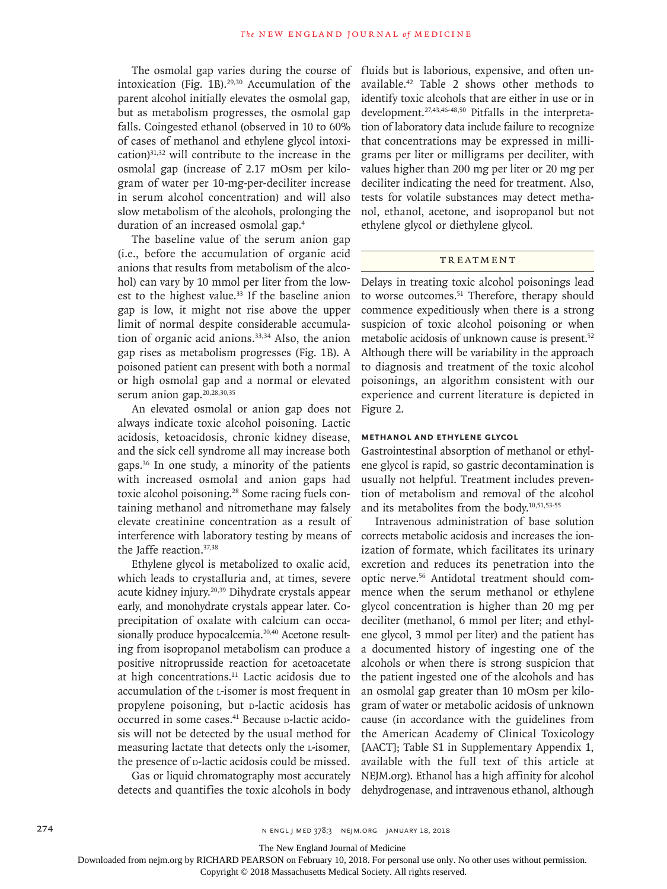The osmolal gap varies during the course of intoxication (Fig. 1B).[29,30] Accumulation of the parent alcohol initially elevates the osmolal gap, but as metabolism progresses, the osmolal gap falls. Coingested ethanol (observed in 10 to 60% of cases of methanol and ethylene glycol intoxication)[31,32] will contribute to the increase in the osmolal gap (increase of 2.17 mOsm per kilogram of water per 10-mg-per-deciliter increase in serum alcohol concentration) and will also slow metabolism of the alcohols, prolonging the duration of an increased osmolal gap.[4]

The baseline value of the serum anion gap (i.e., before the accumulation of organic acid anions that results from metabolism of the alcohol) can vary by 10 mmol per liter from the lowest to the highest value.[33] If the baseline anion gap is low, it might not rise above the upper limit of normal despite considerable accumulation of organic acid anions.[33,34] Also, the anion gap rises as metabolism progresses (Fig. 1B). A poisoned patient can present with both a normal or high osmolal gap and a normal or elevated serum anion gap.[20,28,30,35]

An elevated osmolal or anion gap does not always indicate toxic alcohol poisoning. Lactic acidosis, ketoacidosis, chronic kidney disease, and the sick cell syndrome all may increase both gaps.[36] In one study, a minority of the patients with increased osmolal and anion gaps had toxic alcohol poisoning.[28] Some racing fuels containing methanol and nitromethane may falsely elevate creatinine concentration as a result of interference with laboratory testing by means of the Jaffe reaction.[37,38]

Ethylene glycol is metabolized to oxalic acid, which leads to crystalluria and, at times, severe acute kidney injury.[20,39] Dihydrate crystals appear early, and monohydrate crystals appear later. Coprecipitation of oxalate with calcium can occasionally produce hypocalcemia.[20,40] Acetone resulting from isopropanol metabolism can produce a positive nitroprusside reaction for acetoacetate at high concentrations.[11] Lactic acidosis due to accumulation of the L-isomer is most frequent in propylene poisoning, but D-lactic acidosis has occurred in some cases.[41] Because D-lactic acidosis will not be detected by the usual method for measuring lactate that detects only the L-isomer, the presence of D-lactic acidosis could be missed.

Gas or liquid chromatography most accurately detects and quantifies the toxic alcohols in body fluids but is laborious, expensive, and often unavailable.[42] Table 2 shows other methods to identify toxic alcohols that are either in use or in development.[27,43,46-48,50] Pitfalls in the interpretation of laboratory data include failure to recognize that concentrations may be expressed in milligrams per liter or milligrams per deciliter, with values higher than 200 mg per liter or 20 mg per deciliter indicating the need for treatment. Also, tests for volatile substances may detect methanol, ethanol, acetone, and isopropanol but not ethylene glycol or diethylene glycol.

## TREATMENT

Delays in treating toxic alcohol poisonings lead to worse outcomes.[51] Therefore, therapy should commence expeditiously when there is a strong suspicion of toxic alcohol poisoning or when metabolic acidosis of unknown cause is present.[52] Although there will be variability in the approach to diagnosis and treatment of the toxic alcohol poisonings, an algorithm consistent with our experience and current literature is depicted in Figure 2.

### METHANOL AND ETHYLENE GLYCOL

Gastrointestinal absorption of methanol or ethylene glycol is rapid, so gastric decontamination is usually not helpful. Treatment includes prevention of metabolism and removal of the alcohol and its metabolites from the body.[10,51,53-55]

Intravenous administration of base solution corrects metabolic acidosis and increases the ionization of formate, which facilitates its urinary excretion and reduces its penetration into the optic nerve.[56] Antidotal treatment should commence when the serum methanol or ethylene glycol concentration is higher than 20 mg per deciliter (methanol, 6 mmol per liter; and ethylene glycol, 3 mmol per liter) and the patient has a documented history of ingesting one of the alcohols or when there is strong suspicion that the patient ingested one of the alcohols and has an osmolal gap greater than 10 mOsm per kilogram of water or metabolic acidosis of unknown cause (in accordance with the guidelines from the American Academy of Clinical Toxicology [AACT]; Table S1 in Supplementary Appendix 1, available with the full text of this article at NEJM.org). Ethanol has a high affinity for alcohol dehydrogenase, and intravenous ethanol, although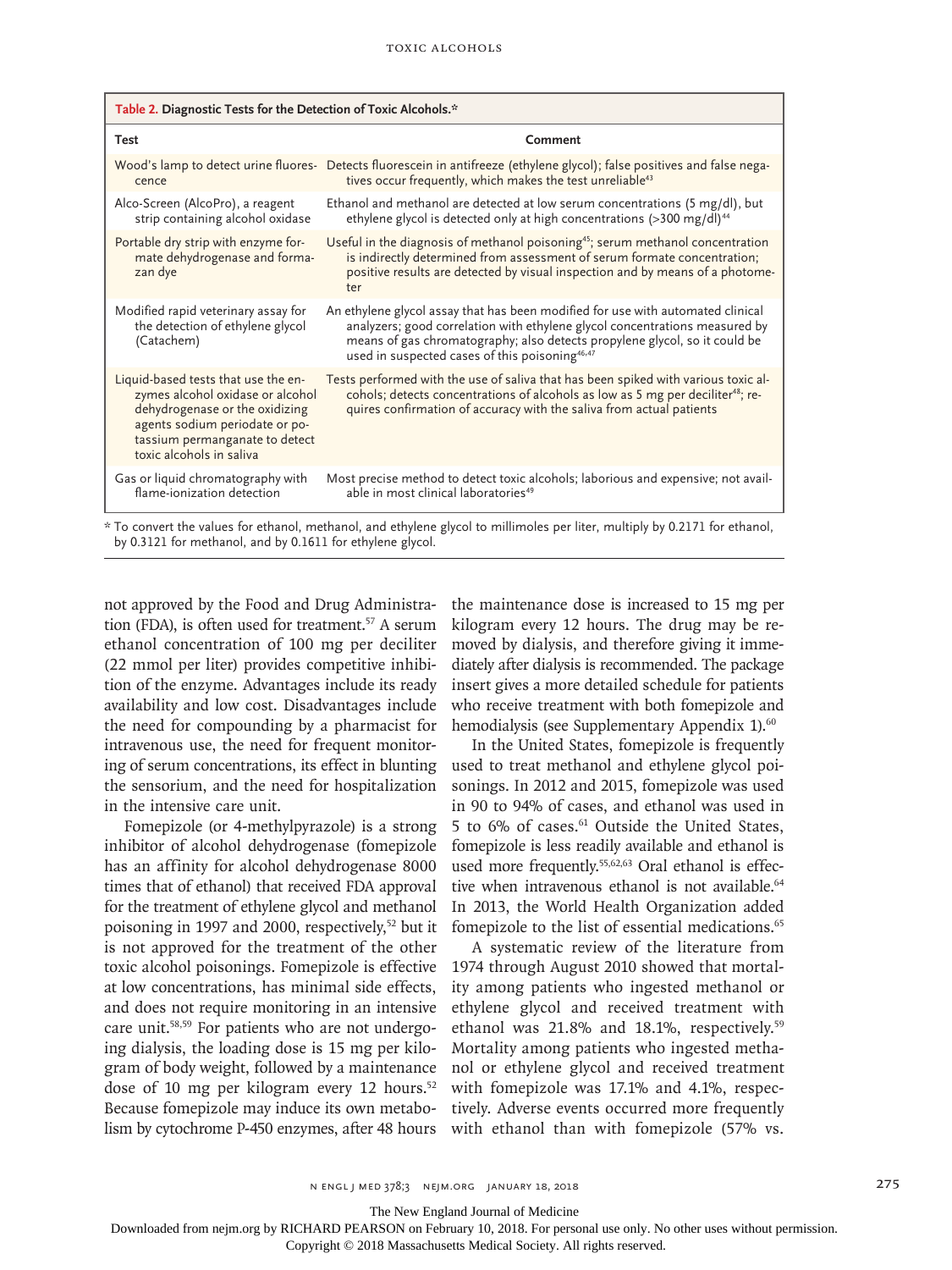**Table 2. Diagnostic Tests for the Detection of Toxic Alcohols.***

| Test | Comment |
|---|---|
| Wood's lamp to detect urine fluorescence | Detects fluorescein in antifreeze (ethylene glycol); false positives and false negatives occur frequently, which makes the test unreliable[43] |
| Alco-Screen (AlcoPro), a reagent strip containing alcohol oxidase | Ethanol and methanol are detected at low serum concentrations (5 mg/dl), but ethylene glycol is detected only at high concentrations (>300 mg/dl)[44] |
| Portable dry strip with enzyme formate dehydrogenase and formazan dye | Useful in the diagnosis of methanol poisoning[45]; serum methanol concentration is indirectly determined from assessment of serum formate concentration; positive results are detected by visual inspection and by means of a photometer |
| Modified rapid veterinary assay for the detection of ethylene glycol (Catachem) | An ethylene glycol assay that has been modified for use with automated clinical analyzers; good correlation with ethylene glycol concentrations measured by means of gas chromatography; also detects propylene glycol, so it could be used in suspected cases of this poisoning[46,47] |
| Liquid-based tests that use the enzymes alcohol oxidase or alcohol dehydrogenase or the oxidizing agents sodium periodate or potassium permanganate to detect toxic alcohols in saliva | Tests performed with the use of saliva that has been spiked with various toxic alcohols; detects concentrations of alcohols as low as 5 mg per deciliter[48]; requires confirmation of accuracy with the saliva from actual patients |
| Gas or liquid chromatography with flame-ionization detection | Most precise method to detect toxic alcohols; laborious and expensive; not available in most clinical laboratories[49] |

\* To convert the values for ethanol, methanol, and ethylene glycol to millimoles per liter, multiply by 0.2171 for ethanol, by 0.3121 for methanol, and by 0.1611 for ethylene glycol.

not approved by the Food and Drug Administration (FDA), is often used for treatment.[57] A serum ethanol concentration of 100 mg per deciliter (22 mmol per liter) provides competitive inhibition of the enzyme. Advantages include its ready availability and low cost. Disadvantages include the need for compounding by a pharmacist for intravenous use, the need for frequent monitoring of serum concentrations, its effect in blunting the sensorium, and the need for hospitalization in the intensive care unit.

Fomepizole (or 4-methylpyrazole) is a strong inhibitor of alcohol dehydrogenase (fomepizole has an affinity for alcohol dehydrogenase 8000 times that of ethanol) that received FDA approval for the treatment of ethylene glycol and methanol poisoning in 1997 and 2000, respectively,[52] but it is not approved for the treatment of the other toxic alcohol poisonings. Fomepizole is effective at low concentrations, has minimal side effects, and does not require monitoring in an intensive care unit.[58,59] For patients who are not undergoing dialysis, the loading dose is 15 mg per kilogram of body weight, followed by a maintenance dose of 10 mg per kilogram every 12 hours.[52] Because fomepizole may induce its own metabolism by cytochrome P-450 enzymes, after 48 hours the maintenance dose is increased to 15 mg per kilogram every 12 hours. The drug may be removed by dialysis, and therefore giving it immediately after dialysis is recommended. The package insert gives a more detailed schedule for patients who receive treatment with both fomepizole and hemodialysis (see Supplementary Appendix 1).[60]

In the United States, fomepizole is frequently used to treat methanol and ethylene glycol poisonings. In 2012 and 2015, fomepizole was used in 90 to 94% of cases, and ethanol was used in 5 to 6% of cases.[61] Outside the United States, fomepizole is less readily available and ethanol is used more frequently.[55,62,63] Oral ethanol is effective when intravenous ethanol is not available.[64] In 2013, the World Health Organization added fomepizole to the list of essential medications.[65]

A systematic review of the literature from 1974 through August 2010 showed that mortality among patients who ingested methanol or ethylene glycol and received treatment with ethanol was 21.8% and 18.1%, respectively.[59] Mortality among patients who ingested methanol or ethylene glycol and received treatment with fomepizole was 17.1% and 4.1%, respectively. Adverse events occurred more frequently with ethanol than with fomepizole (57% vs.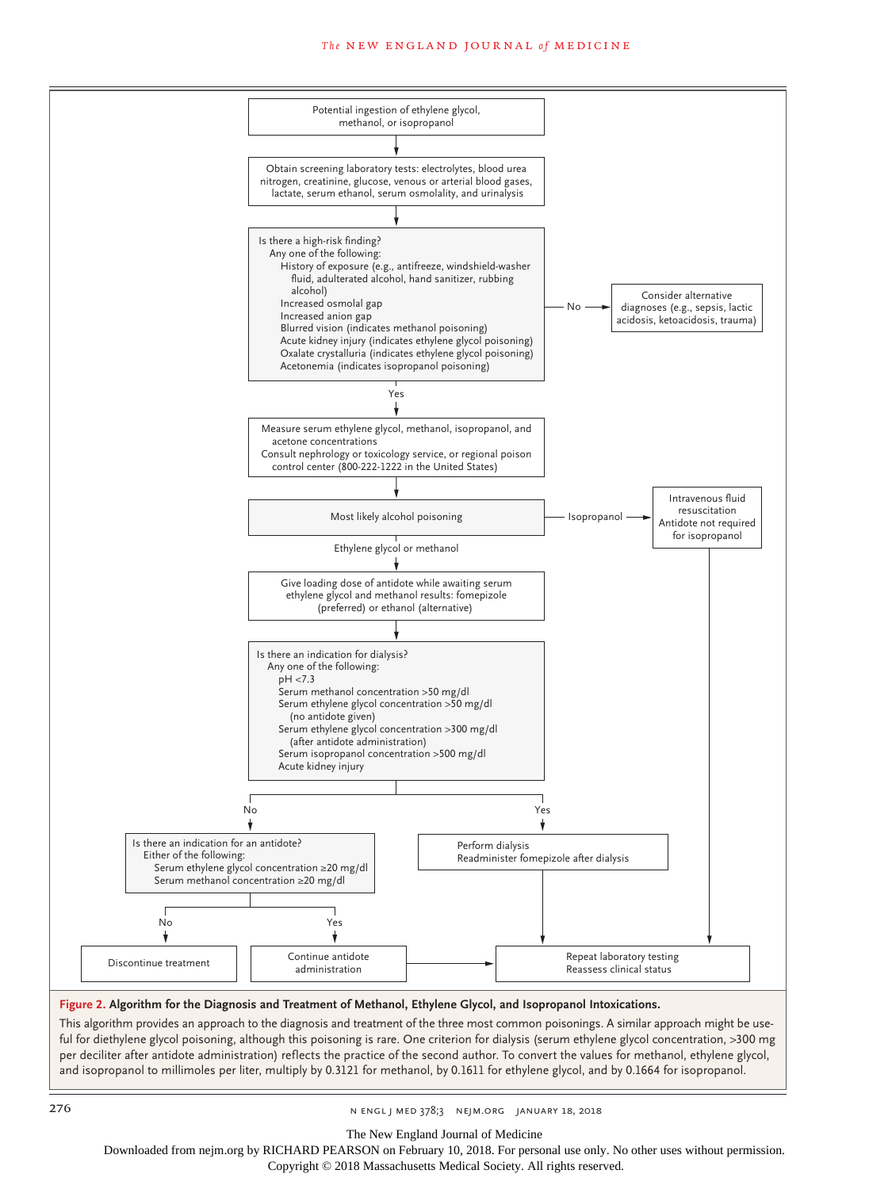Potential ingestion of ethylene glycol, methanol, or isopropanol

↓

Obtain screening laboratory tests: electrolytes, blood urea nitrogen, creatinine, glucose, venous or arterial blood gases, lactate, serum ethanol, serum osmolality, and urinalysis

↓

Is there a high-risk finding?
- Any one of the following:
  - History of exposure (e.g., antifreeze, windshield-washer fluid, adulterated alcohol, hand sanitizer, rubbing alcohol)
  - Increased osmolal gap
  - Increased anion gap
  - Blurred vision (indicates methanol poisoning)
  - Acute kidney injury (indicates ethylene glycol poisoning)
  - Oxalate crystalluria (indicates ethylene glycol poisoning)
  - Acetonemia (indicates isopropanol poisoning)

No → Consider alternative diagnoses (e.g., sepsis, lactic acidosis, ketoacidosis, trauma)

Yes ↓

Measure serum ethylene glycol, methanol, isopropanol, and acetone concentrations
Consult nephrology or toxicology service, or regional poison control center (800-222-1222 in the United States)

↓

Most likely alcohol poisoning

Isopropanol → Intravenous fluid resuscitation; Antidote not required for isopropanol → Repeat laboratory testing; Reassess clinical status

Ethylene glycol or methanol ↓

Give loading dose of antidote while awaiting serum ethylene glycol and methanol results: fomepizole (preferred) or ethanol (alternative)

↓

Is there an indication for dialysis?
- Any one of the following:
  - pH <7.3
  - Serum methanol concentration >50 mg/dl
  - Serum ethylene glycol concentration >50 mg/dl (no antidote given)
  - Serum ethylene glycol concentration >300 mg/dl (after antidote administration)
  - Serum isopropanol concentration >500 mg/dl
  - Acute kidney injury

Yes → Perform dialysis; Readminister fomepizole after dialysis → Repeat laboratory testing; Reassess clinical status

No ↓

Is there an indication for an antidote?
- Either of the following:
  - Serum ethylene glycol concentration ≥20 mg/dl
  - Serum methanol concentration ≥20 mg/dl

No → Discontinue treatment

Yes → Continue antidote administration → Repeat laboratory testing; Reassess clinical status

**Figure 2. Algorithm for the Diagnosis and Treatment of Methanol, Ethylene Glycol, and Isopropanol Intoxications.**

This algorithm provides an approach to the diagnosis and treatment of the three most common poisonings. A similar approach might be useful for diethylene glycol poisoning, although this poisoning is rare. One criterion for dialysis (serum ethylene glycol concentration, >300 mg per deciliter after antidote administration) reflects the practice of the second author. To convert the values for methanol, ethylene glycol, and isopropanol to millimoles per liter, multiply by 0.3121 for methanol, by 0.1611 for ethylene glycol, and by 0.1664 for isopropanol.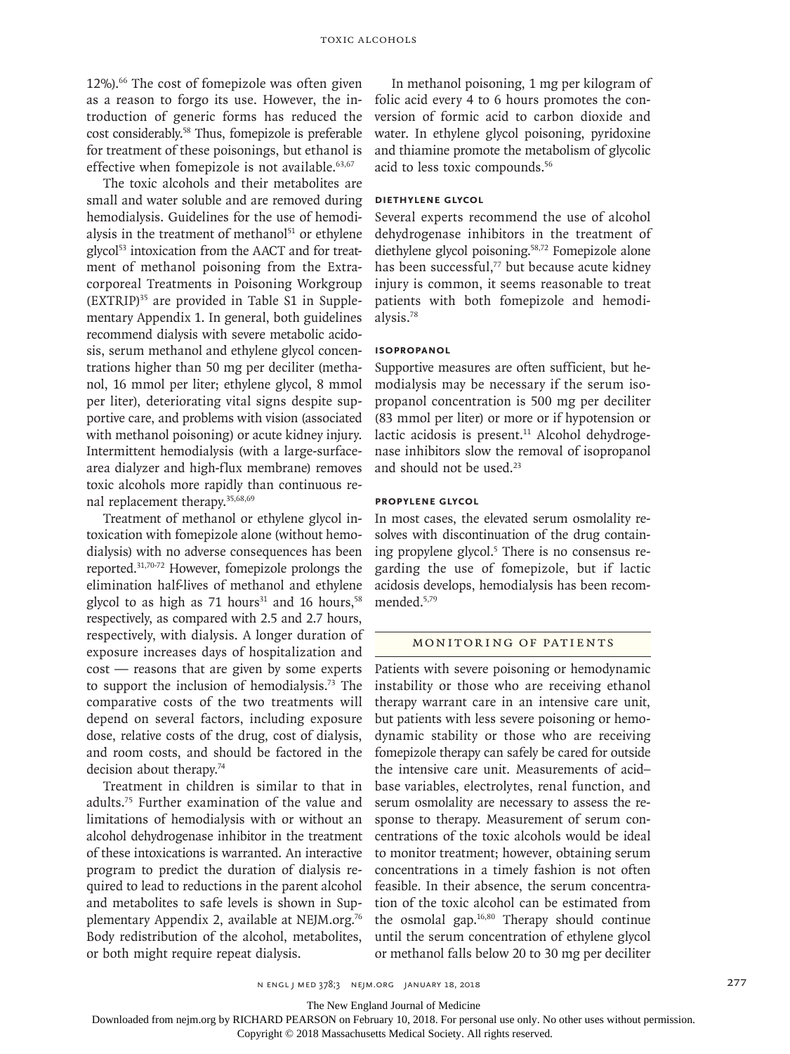12%).[66] The cost of fomepizole was often given as a reason to forgo its use. However, the introduction of generic forms has reduced the cost considerably.[58] Thus, fomepizole is preferable for treatment of these poisonings, but ethanol is effective when fomepizole is not available.[63,67]

The toxic alcohols and their metabolites are small and water soluble and are removed during hemodialysis. Guidelines for the use of hemodialysis in the treatment of methanol[51] or ethylene glycol[53] intoxication from the AACT and for treatment of methanol poisoning from the Extracorporeal Treatments in Poisoning Workgroup (EXTRIP)[35] are provided in Table S1 in Supplementary Appendix 1. In general, both guidelines recommend dialysis with severe metabolic acidosis, serum methanol and ethylene glycol concentrations higher than 50 mg per deciliter (methanol, 16 mmol per liter; ethylene glycol, 8 mmol per liter), deteriorating vital signs despite supportive care, and problems with vision (associated with methanol poisoning) or acute kidney injury. Intermittent hemodialysis (with a large-surface-area dialyzer and high-flux membrane) removes toxic alcohols more rapidly than continuous renal replacement therapy.[35,68,69]

Treatment of methanol or ethylene glycol intoxication with fomepizole alone (without hemodialysis) with no adverse consequences has been reported.[31,70-72] However, fomepizole prolongs the elimination half-lives of methanol and ethylene glycol to as high as 71 hours[31] and 16 hours,[58] respectively, as compared with 2.5 and 2.7 hours, respectively, with dialysis. A longer duration of exposure increases days of hospitalization and cost — reasons that are given by some experts to support the inclusion of hemodialysis.[73] The comparative costs of the two treatments will depend on several factors, including exposure dose, relative costs of the drug, cost of dialysis, and room costs, and should be factored in the decision about therapy.[74]

Treatment in children is similar to that in adults.[75] Further examination of the value and limitations of hemodialysis with or without an alcohol dehydrogenase inhibitor in the treatment of these intoxications is warranted. An interactive program to predict the duration of dialysis required to lead to reductions in the parent alcohol and metabolites to safe levels is shown in Supplementary Appendix 2, available at NEJM.org.[76] Body redistribution of the alcohol, metabolites, or both might require repeat dialysis.

In methanol poisoning, 1 mg per kilogram of folic acid every 4 to 6 hours promotes the conversion of formic acid to carbon dioxide and water. In ethylene glycol poisoning, pyridoxine and thiamine promote the metabolism of glycolic acid to less toxic compounds.[56]

### Diethylene Glycol

Several experts recommend the use of alcohol dehydrogenase inhibitors in the treatment of diethylene glycol poisoning.[58,72] Fomepizole alone has been successful,[77] but because acute kidney injury is common, it seems reasonable to treat patients with both fomepizole and hemodialysis.[78]

### Isopropanol

Supportive measures are often sufficient, but hemodialysis may be necessary if the serum isopropanol concentration is 500 mg per deciliter (83 mmol per liter) or more or if hypotension or lactic acidosis is present.[11] Alcohol dehydrogenase inhibitors slow the removal of isopropanol and should not be used.[23]

### Propylene Glycol

In most cases, the elevated serum osmolality resolves with discontinuation of the drug containing propylene glycol.[5] There is no consensus regarding the use of fomepizole, but if lactic acidosis develops, hemodialysis has been recommended.[5,79]

## Monitoring of Patients

Patients with severe poisoning or hemodynamic instability or those who are receiving ethanol therapy warrant care in an intensive care unit, but patients with less severe poisoning or hemodynamic stability or those who are receiving fomepizole therapy can safely be cared for outside the intensive care unit. Measurements of acid–base variables, electrolytes, renal function, and serum osmolality are necessary to assess the response to therapy. Measurement of serum concentrations of the toxic alcohols would be ideal to monitor treatment; however, obtaining serum concentrations in a timely fashion is not often feasible. In their absence, the serum concentration of the toxic alcohol can be estimated from the osmolal gap.[16,80] Therapy should continue until the serum concentration of ethylene glycol or methanol falls below 20 to 30 mg per deciliter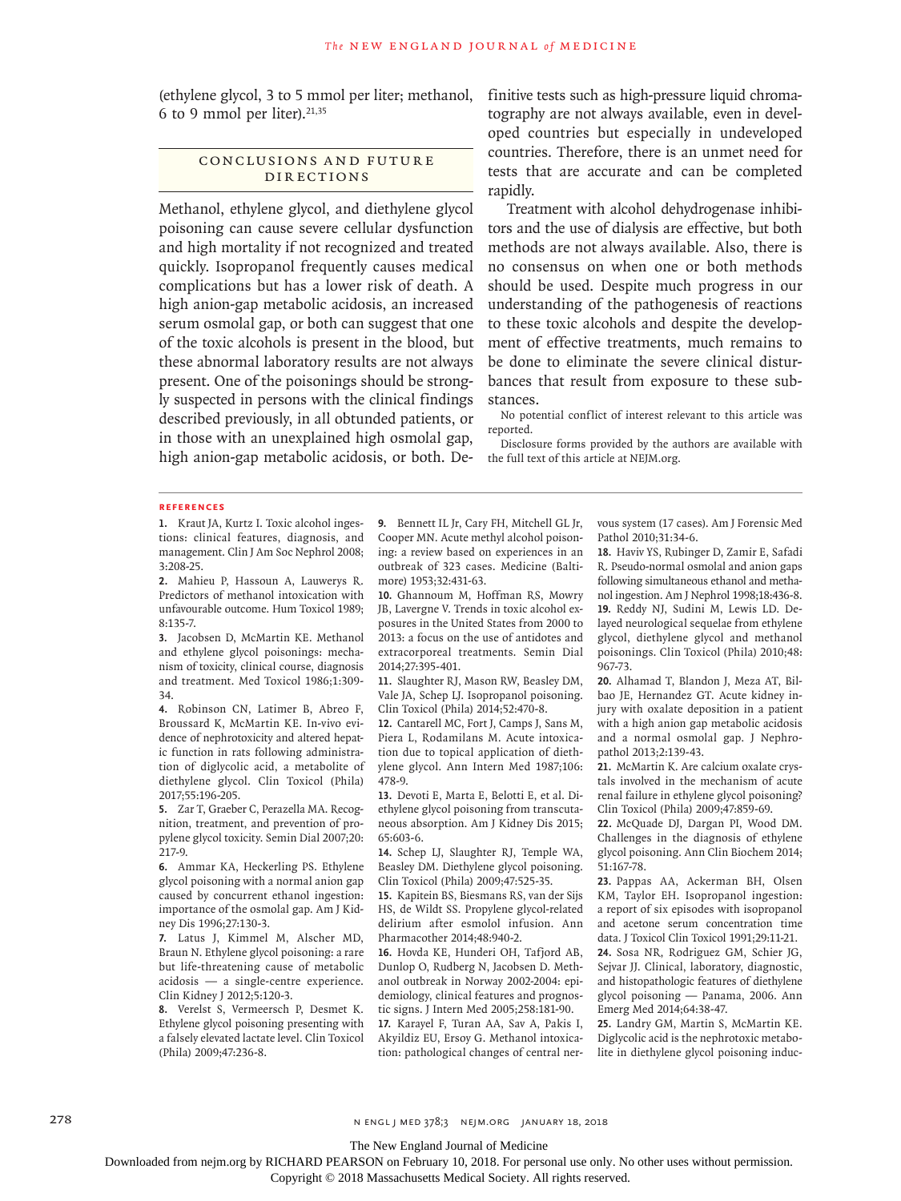(ethylene glycol, 3 to 5 mmol per liter; methanol, 6 to 9 mmol per liter).[21,35]

## Conclusions and Future Directions

Methanol, ethylene glycol, and diethylene glycol poisoning can cause severe cellular dysfunction and high mortality if not recognized and treated quickly. Isopropanol frequently causes medical complications but has a lower risk of death. A high anion-gap metabolic acidosis, an increased serum osmolal gap, or both can suggest that one of the toxic alcohols is present in the blood, but these abnormal laboratory results are not always present. One of the poisonings should be strongly suspected in persons with the clinical findings described previously, in all obtunded patients, or in those with an unexplained high osmolal gap, high anion-gap metabolic acidosis, or both. Definitive tests such as high-pressure liquid chromatography are not always available, even in developed countries but especially in undeveloped countries. Therefore, there is an unmet need for tests that are accurate and can be completed rapidly.

Treatment with alcohol dehydrogenase inhibitors and the use of dialysis are effective, but both methods are not always available. Also, there is no consensus on when one or both methods should be used. Despite much progress in our understanding of the pathogenesis of reactions to these toxic alcohols and despite the development of effective treatments, much remains to be done to eliminate the severe clinical disturbances that result from exposure to these substances.

No potential conflict of interest relevant to this article was reported.

Disclosure forms provided by the authors are available with the full text of this article at NEJM.org.

## References

1. Kraut JA, Kurtz I. Toxic alcohol ingestions: clinical features, diagnosis, and management. Clin J Am Soc Nephrol 2008; 3:208-25.
2. Mahieu P, Hassoun A, Lauwerys R. Predictors of methanol intoxication with unfavourable outcome. Hum Toxicol 1989; 8:135-7.
3. Jacobsen D, McMartin KE. Methanol and ethylene glycol poisonings: mechanism of toxicity, clinical course, diagnosis and treatment. Med Toxicol 1986;1:309-34.
4. Robinson CN, Latimer B, Abreo F, Broussard K, McMartin KE. In-vivo evidence of nephrotoxicity and altered hepatic function in rats following administration of diglycolic acid, a metabolite of diethylene glycol. Clin Toxicol (Phila) 2017;55:196-205.
5. Zar T, Graeber C, Perazella MA. Recognition, treatment, and prevention of propylene glycol toxicity. Semin Dial 2007;20:217-9.
6. Ammar KA, Heckerling PS. Ethylene glycol poisoning with a normal anion gap caused by concurrent ethanol ingestion: importance of the osmolal gap. Am J Kidney Dis 1996;27:130-3.
7. Latus J, Kimmel M, Alscher MD, Braun N. Ethylene glycol poisoning: a rare but life-threatening cause of metabolic acidosis — a single-centre experience. Clin Kidney J 2012;5:120-3.
8. Verelst S, Vermeersch P, Desmet K. Ethylene glycol poisoning presenting with a falsely elevated lactate level. Clin Toxicol (Phila) 2009;47:236-8.
9. Bennett IL Jr, Cary FH, Mitchell GL Jr, Cooper MN. Acute methyl alcohol poisoning: a review based on experiences in an outbreak of 323 cases. Medicine (Baltimore) 1953;32:431-63.
10. Ghannoum M, Hoffman RS, Mowry JB, Lavergne V. Trends in toxic alcohol exposures in the United States from 2000 to 2013: a focus on the use of antidotes and extracorporeal treatments. Semin Dial 2014;27:395-401.
11. Slaughter RJ, Mason RW, Beasley DM, Vale JA, Schep LJ. Isopropanol poisoning. Clin Toxicol (Phila) 2014;52:470-8.
12. Cantarell MC, Fort J, Camps J, Sans M, Piera L, Rodamilans M. Acute intoxication due to topical application of diethylene glycol. Ann Intern Med 1987;106:478-9.
13. Devoti E, Marta E, Belotti E, et al. Diethylene glycol poisoning from transcutaneous absorption. Am J Kidney Dis 2015; 65:603-6.
14. Schep LJ, Slaughter RJ, Temple WA, Beasley DM. Diethylene glycol poisoning. Clin Toxicol (Phila) 2009;47:525-35.
15. Kapitein BS, Biesmans RS, van der Sijs HS, de Wildt SS. Propylene glycol-related delirium after esmolol infusion. Ann Pharmacother 2014;48:940-2.
16. Hovda KE, Hunderi OH, Tafjord AB, Dunlop O, Rudberg N, Jacobsen D. Methanol outbreak in Norway 2002-2004: epidemiology, clinical features and prognostic signs. J Intern Med 2005;258:181-90.
17. Karayel F, Turan AA, Sav A, Pakis I, Akyildiz EU, Ersoy G. Methanol intoxication: pathological changes of central nervous system (17 cases). Am J Forensic Med Pathol 2010;31:34-6.
18. Haviv YS, Rubinger D, Zamir E, Safadi R. Pseudo-normal osmolal and anion gaps following simultaneous ethanol and methanol ingestion. Am J Nephrol 1998;18:436-8.
19. Reddy NJ, Sudini M, Lewis LD. Delayed neurological sequelae from ethylene glycol, diethylene glycol and methanol poisonings. Clin Toxicol (Phila) 2010;48: 967-73.
20. Alhamad T, Blandon J, Meza AT, Bilbao JE, Hernandez GT. Acute kidney injury with oxalate deposition in a patient with a high anion gap metabolic acidosis and a normal osmolal gap. J Nephropathol 2013;2:139-43.
21. McMartin K. Are calcium oxalate crystals involved in the mechanism of acute renal failure in ethylene glycol poisoning? Clin Toxicol (Phila) 2009;47:859-69.
22. McQuade DJ, Dargan PI, Wood DM. Challenges in the diagnosis of ethylene glycol poisoning. Ann Clin Biochem 2014; 51:167-78.
23. Pappas AA, Ackerman BH, Olsen KM, Taylor EH. Isopropanol ingestion: a report of six episodes with isopropanol and acetone serum concentration time data. J Toxicol Clin Toxicol 1991;29:11-21.
24. Sosa NR, Rodriguez GM, Schier JG, Sejvar JJ. Clinical, laboratory, diagnostic, and histopathologic features of diethylene glycol poisoning — Panama, 2006. Ann Emerg Med 2014;64:38-47.
25. Landry GM, Martin S, McMartin KE. Diglycolic acid is the nephrotoxic metabolite in diethylene glycol poisoning induc-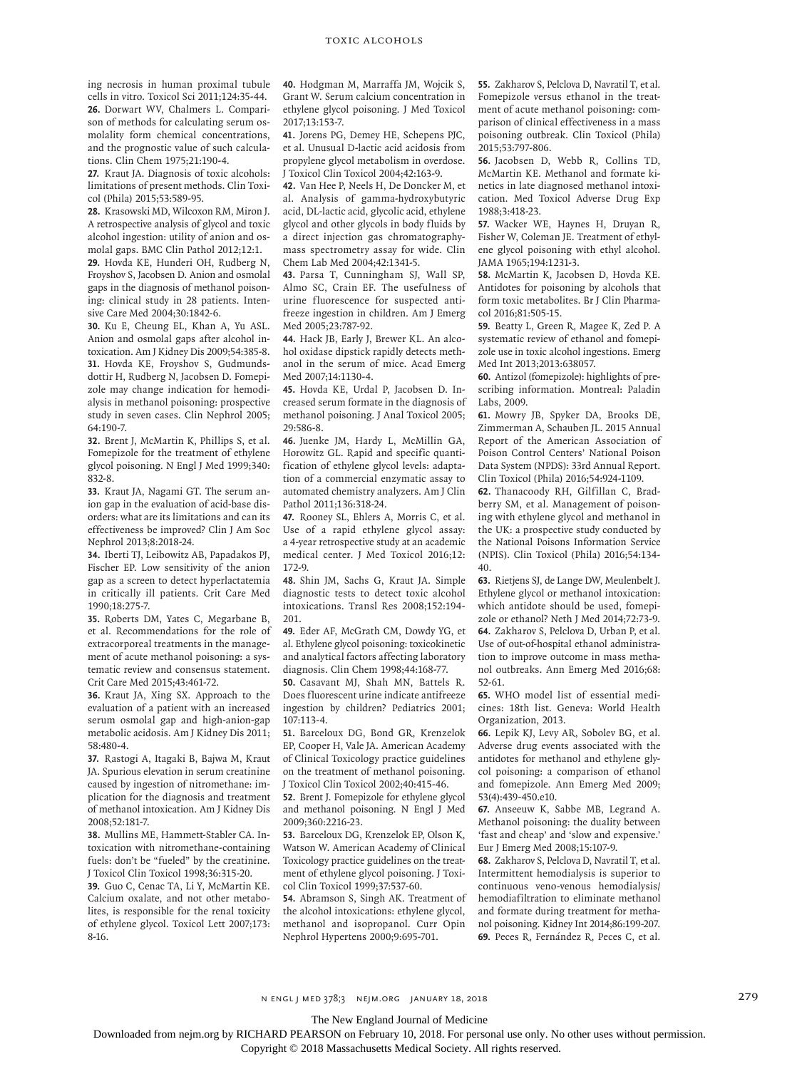ing necrosis in human proximal tubule cells in vitro. Toxicol Sci 2011;124:35-44.

**26.** Dorwart WV, Chalmers L. Comparison of methods for calculating serum osmolality form chemical concentrations, and the prognostic value of such calculations. Clin Chem 1975;21:190-4.

**27.** Kraut JA. Diagnosis of toxic alcohols: limitations of present methods. Clin Toxicol (Phila) 2015;53:589-95.

**28.** Krasowski MD, Wilcoxon RM, Miron J. A retrospective analysis of glycol and toxic alcohol ingestion: utility of anion and osmolal gaps. BMC Clin Pathol 2012;12:1.

**29.** Hovda KE, Hunderi OH, Rudberg N, Froyshov S, Jacobsen D. Anion and osmolal gaps in the diagnosis of methanol poisoning: clinical study in 28 patients. Intensive Care Med 2004;30:1842-6.

**30.** Ku E, Cheung EL, Khan A, Yu ASL. Anion and osmolal gaps after alcohol intoxication. Am J Kidney Dis 2009;54:385-8.

**31.** Hovda KE, Froyshov S, Gudmundsdottir H, Rudberg N, Jacobsen D. Fomepizole may change indication for hemodialysis in methanol poisoning: prospective study in seven cases. Clin Nephrol 2005; 64:190-7.

**32.** Brent J, McMartin K, Phillips S, et al. Fomepizole for the treatment of ethylene glycol poisoning. N Engl J Med 1999;340: 832-8.

**33.** Kraut JA, Nagami GT. The serum anion gap in the evaluation of acid-base disorders: what are its limitations and can its effectiveness be improved? Clin J Am Soc Nephrol 2013;8:2018-24.

**34.** Iberti TJ, Leibowitz AB, Papadakos PJ, Fischer EP. Low sensitivity of the anion gap as a screen to detect hyperlactatemia in critically ill patients. Crit Care Med 1990;18:275-7.

**35.** Roberts DM, Yates C, Megarbane B, et al. Recommendations for the role of extracorporeal treatments in the management of acute methanol poisoning: a systematic review and consensus statement. Crit Care Med 2015;43:461-72.

**36.** Kraut JA, Xing SX. Approach to the evaluation of a patient with an increased serum osmolal gap and high-anion-gap metabolic acidosis. Am J Kidney Dis 2011; 58:480-4.

**37.** Rastogi A, Itagaki B, Bajwa M, Kraut JA. Spurious elevation in serum creatinine caused by ingestion of nitromethane: implication for the diagnosis and treatment of methanol intoxication. Am J Kidney Dis 2008;52:181-7.

**38.** Mullins ME, Hammett-Stabler CA. Intoxication with nitromethane-containing fuels: don't be "fueled" by the creatinine. J Toxicol Clin Toxicol 1998;36:315-20.

**39.** Guo C, Cenac TA, Li Y, McMartin KE. Calcium oxalate, and not other metabolites, is responsible for the renal toxicity of ethylene glycol. Toxicol Lett 2007;173: 8-16.

**40.** Hodgman M, Marraffa JM, Wojcik S, Grant W. Serum calcium concentration in ethylene glycol poisoning. J Med Toxicol 2017;13:153-7.

**41.** Jorens PG, Demey HE, Schepens PJC, et al. Unusual D-lactic acid acidosis from propylene glycol metabolism in overdose. J Toxicol Clin Toxicol 2004;42:163-9.

**42.** Van Hee P, Neels H, De Doncker M, et al. Analysis of gamma-hydroxybutyric acid, DL-lactic acid, glycolic acid, ethylene glycol and other glycols in body fluids by a direct injection gas chromatography-mass spectrometry assay for wide. Clin Chem Lab Med 2004;42:1341-5.

**43.** Parsa T, Cunningham SJ, Wall SP, Almo SC, Crain EF. The usefulness of urine fluorescence for suspected antifreeze ingestion in children. Am J Emerg Med 2005;23:787-92.

**44.** Hack JB, Early J, Brewer KL. An alcohol oxidase dipstick rapidly detects methanol in the serum of mice. Acad Emerg Med 2007;14:1130-4.

**45.** Hovda KE, Urdal P, Jacobsen D. Increased serum formate in the diagnosis of methanol poisoning. J Anal Toxicol 2005; 29:586-8.

**46.** Juenke JM, Hardy L, McMillin GA, Horowitz GL. Rapid and specific quantification of ethylene glycol levels: adaptation of a commercial enzymatic assay to automated chemistry analyzers. Am J Clin Pathol 2011;136:318-24.

**47.** Rooney SL, Ehlers A, Morris C, et al. Use of a rapid ethylene glycol assay: a 4-year retrospective study at an academic medical center. J Med Toxicol 2016;12: 172-9.

**48.** Shin JM, Sachs G, Kraut JA. Simple diagnostic tests to detect toxic alcohol intoxications. Transl Res 2008;152:194-201.

**49.** Eder AF, McGrath CM, Dowdy YG, et al. Ethylene glycol poisoning: toxicokinetic and analytical factors affecting laboratory diagnosis. Clin Chem 1998;44:168-77.

**50.** Casavant MJ, Shah MN, Battels R. Does fluorescent urine indicate antifreeze ingestion by children? Pediatrics 2001; 107:113-4.

**51.** Barceloux DG, Bond GR, Krenzelok EP, Cooper H, Vale JA. American Academy of Clinical Toxicology practice guidelines on the treatment of methanol poisoning. J Toxicol Clin Toxicol 2002;40:415-46.

**52.** Brent J. Fomepizole for ethylene glycol and methanol poisoning. N Engl J Med 2009;360:2216-23.

**53.** Barceloux DG, Krenzelok EP, Olson K, Watson W. American Academy of Clinical Toxicology practice guidelines on the treatment of ethylene glycol poisoning. J Toxicol Clin Toxicol 1999;37:537-60.

**54.** Abramson S, Singh AK. Treatment of the alcohol intoxications: ethylene glycol, methanol and isopropanol. Curr Opin Nephrol Hypertens 2000;9:695-701.

**55.** Zakharov S, Pelclova D, Navratil T, et al. Fomepizole versus ethanol in the treatment of acute methanol poisoning: comparison of clinical effectiveness in a mass poisoning outbreak. Clin Toxicol (Phila) 2015;53:797-806.

**56.** Jacobsen D, Webb R, Collins TD, McMartin KE. Methanol and formate kinetics in late diagnosed methanol intoxication. Med Toxicol Adverse Drug Exp 1988;3:418-23.

**57.** Wacker WE, Haynes H, Druyan R, Fisher W, Coleman JE. Treatment of ethylene glycol poisoning with ethyl alcohol. JAMA 1965;194:1231-3.

**58.** McMartin K, Jacobsen D, Hovda KE. Antidotes for poisoning by alcohols that form toxic metabolites. Br J Clin Pharmacol 2016;81:505-15.

**59.** Beatty L, Green R, Magee K, Zed P. A systematic review of ethanol and fomepizole use in toxic alcohol ingestions. Emerg Med Int 2013;2013:638057.

**60.** Antizol (fomepizole): highlights of prescribing information. Montreal: Paladin Labs, 2009.

**61.** Mowry JB, Spyker DA, Brooks DE, Zimmerman A, Schauben JL. 2015 Annual Report of the American Association of Poison Control Centers' National Poison Data System (NPDS): 33rd Annual Report. Clin Toxicol (Phila) 2016;54:924-1109.

**62.** Thanacoody RH, Gilfillan C, Bradberry SM, et al. Management of poisoning with ethylene glycol and methanol in the UK: a prospective study conducted by the National Poisons Information Service (NPIS). Clin Toxicol (Phila) 2016;54:134-40.

**63.** Rietjens SJ, de Lange DW, Meulenbelt J. Ethylene glycol or methanol intoxication: which antidote should be used, fomepizole or ethanol? Neth J Med 2014;72:73-9.

**64.** Zakharov S, Pelclova D, Urban P, et al. Use of out-of-hospital ethanol administration to improve outcome in mass methanol outbreaks. Ann Emerg Med 2016;68: 52-61.

**65.** WHO model list of essential medicines: 18th list. Geneva: World Health Organization, 2013.

**66.** Lepik KJ, Levy AR, Sobolev BG, et al. Adverse drug events associated with the antidotes for methanol and ethylene glycol poisoning: a comparison of ethanol and fomepizole. Ann Emerg Med 2009; 53(4):439-450.e10.

**67.** Anseeuw K, Sabbe MB, Legrand A. Methanol poisoning: the duality between 'fast and cheap' and 'slow and expensive.' Eur J Emerg Med 2008;15:107-9.

**68.** Zakharov S, Pelclova D, Navratil T, et al. Intermittent hemodialysis is superior to continuous veno-venous hemodialysis/hemodiafiltration to eliminate methanol and formate during treatment for methanol poisoning. Kidney Int 2014;86:199-207.

**69.** Peces R, Fernández R, Peces C, et al.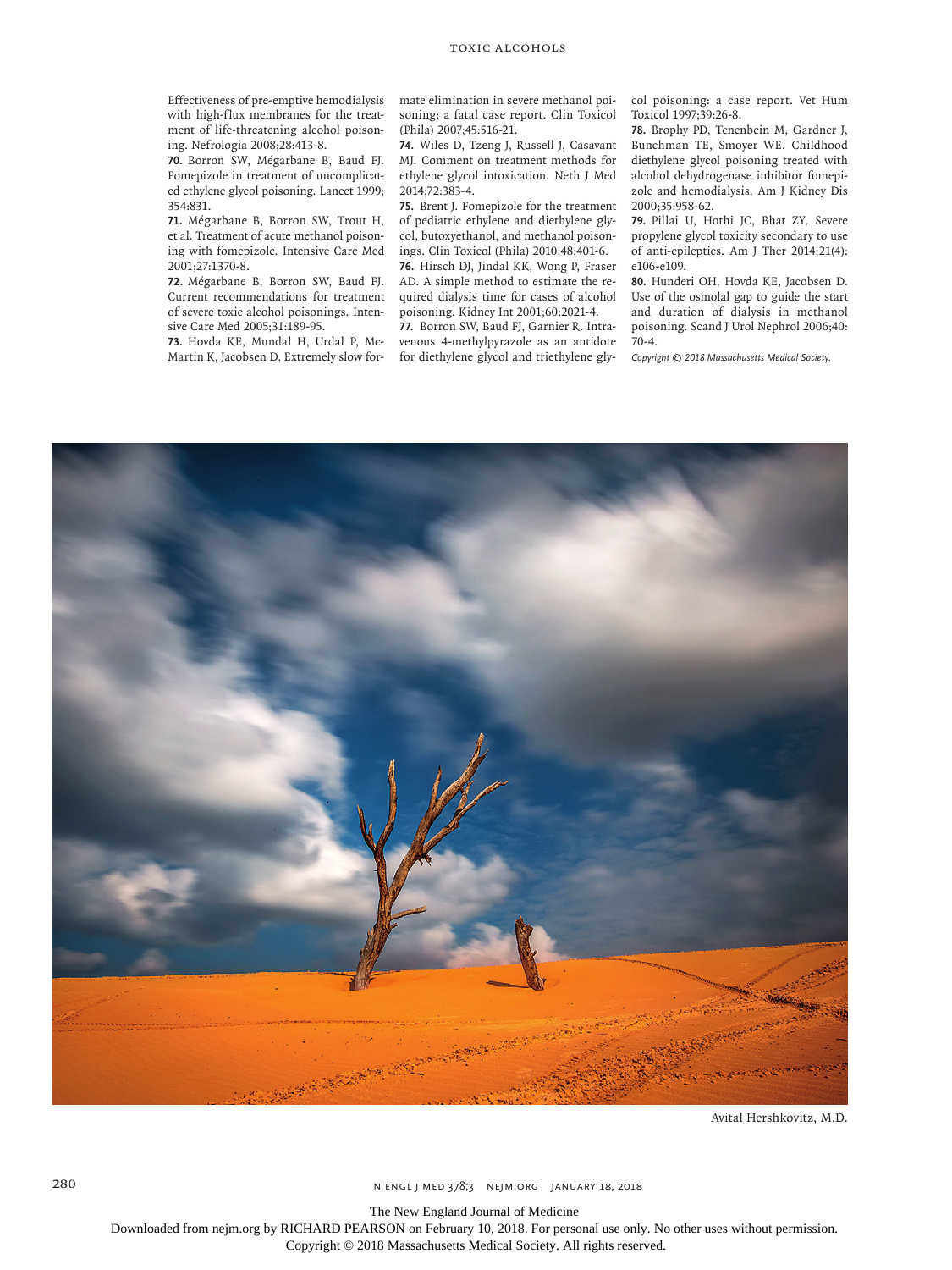Effectiveness of pre-emptive hemodialysis with high-flux membranes for the treatment of life-threatening alcohol poisoning. Nefrologia 2008;28:413-8.

**70.** Borron SW, Mégarbane B, Baud FJ. Fomepizole in treatment of uncomplicated ethylene glycol poisoning. Lancet 1999; 354:831.

**71.** Mégarbane B, Borron SW, Trout H, et al. Treatment of acute methanol poisoning with fomepizole. Intensive Care Med 2001;27:1370-8.

**72.** Mégarbane B, Borron SW, Baud FJ. Current recommendations for treatment of severe toxic alcohol poisonings. Intensive Care Med 2005;31:189-95.

**73.** Hovda KE, Mundal H, Urdal P, McMartin K, Jacobsen D. Extremely slow formate elimination in severe methanol poisoning: a fatal case report. Clin Toxicol (Phila) 2007;45:516-21.

**74.** Wiles D, Tzeng J, Russell J, Casavant MJ. Comment on treatment methods for ethylene glycol intoxication. Neth J Med 2014;72:383-4.

**75.** Brent J. Fomepizole for the treatment of pediatric ethylene and diethylene glycol, butoxyethanol, and methanol poisonings. Clin Toxicol (Phila) 2010;48:401-6.

**76.** Hirsch DJ, Jindal KK, Wong P, Fraser AD. A simple method to estimate the required dialysis time for cases of alcohol poisoning. Kidney Int 2001;60:2021-4.

**77.** Borron SW, Baud FJ, Garnier R. Intravenous 4-methylpyrazole as an antidote for diethylene glycol and triethylene glycol poisoning: a case report. Vet Hum Toxicol 1997;39:26-8.

**78.** Brophy PD, Tenenbein M, Gardner J, Bunchman TE, Smoyer WE. Childhood diethylene glycol poisoning treated with alcohol dehydrogenase inhibitor fomepizole and hemodialysis. Am J Kidney Dis 2000;35:958-62.

**79.** Pillai U, Hothi JC, Bhat ZY. Severe propylene glycol toxicity secondary to use of anti-epileptics. Am J Ther 2014;21(4): e106-e109.

**80.** Hunderi OH, Hovda KE, Jacobsen D. Use of the osmolal gap to guide the start and duration of dialysis in methanol poisoning. Scand J Urol Nephrol 2006;40: 70-4.

*Copyright © 2018 Massachusetts Medical Society.*

Avital Hershkovitz, M.D.